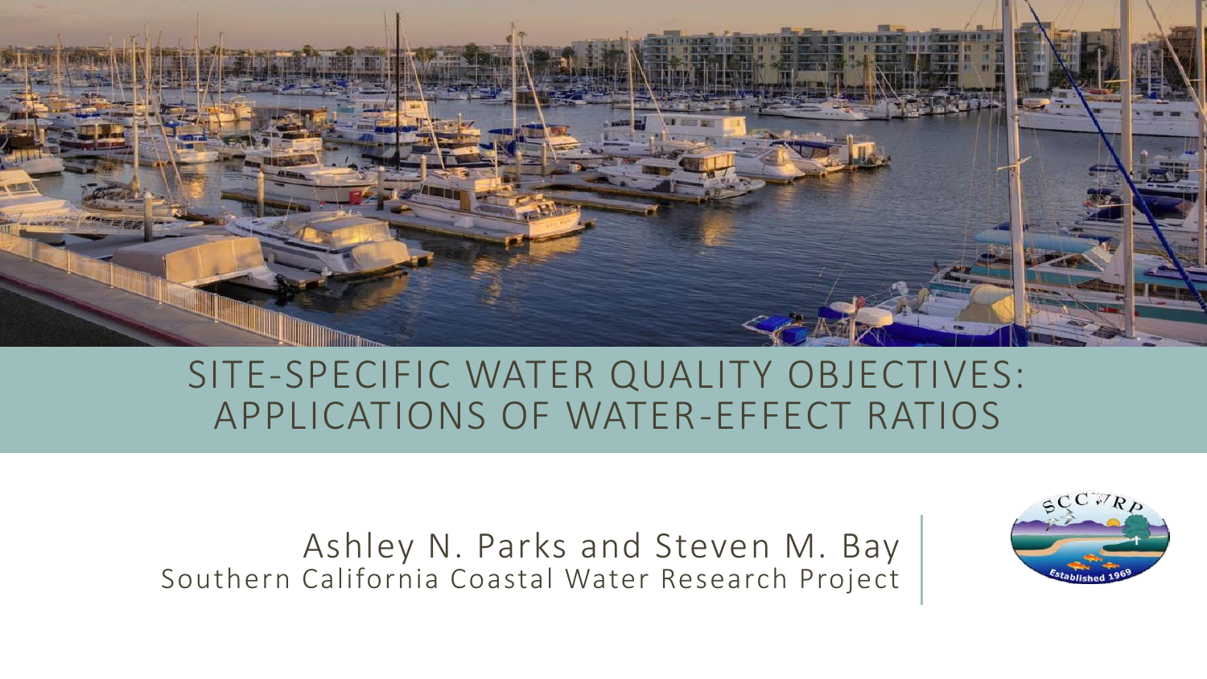# SITE-SPECIFIC WATER QUALITY OBJECTIVES: APPLICATIONS OF WATER-EFFECT RATIOS

Ashley N. Parks and Steven M. Bay

Southern California Coastal Water Research Project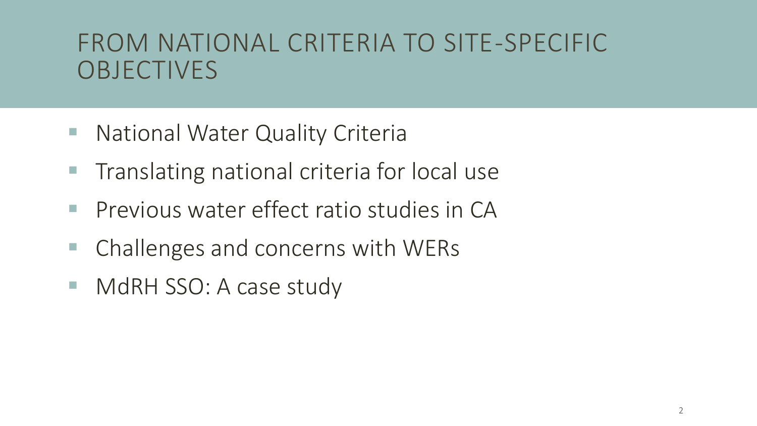# FROM NATIONAL CRITERIA TO SITE-SPECIFIC OBJECTIVES

- National Water Quality Criteria
- Translating national criteria for local use
- Previous water effect ratio studies in CA
- Challenges and concerns with WERs
- MdRH SSO: A case study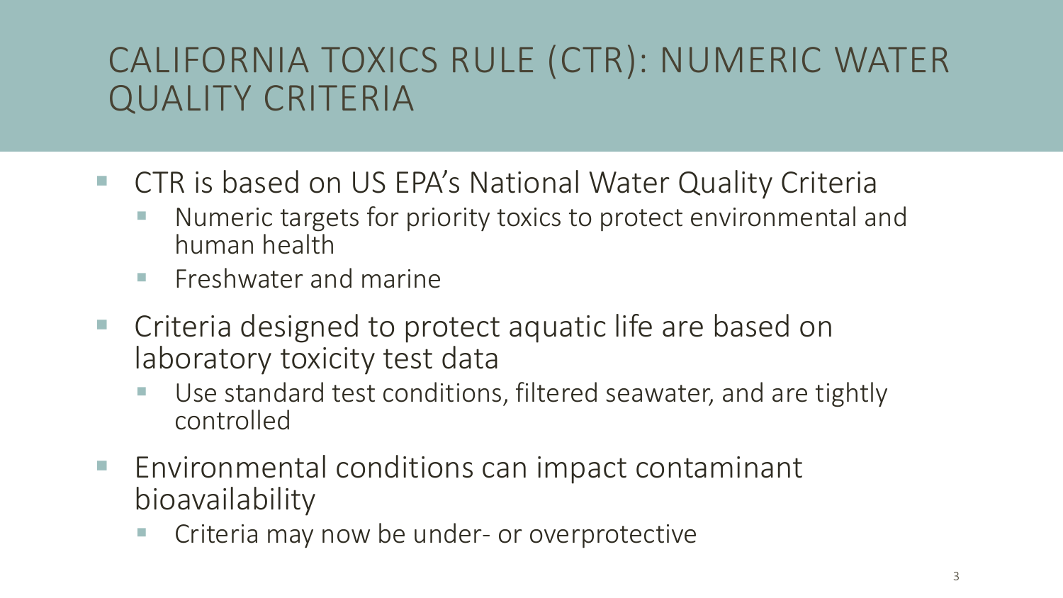# CALIFORNIA TOXICS RULE (CTR): NUMERIC WATER QUALITY CRITERIA

- CTR is based on US EPA's National Water Quality Criteria
  - Numeric targets for priority toxics to protect environmental and human health
  - Freshwater and marine
- Criteria designed to protect aquatic life are based on laboratory toxicity test data
  - Use standard test conditions, filtered seawater, and are tightly controlled
- Environmental conditions can impact contaminant bioavailability
  - Criteria may now be under- or overprotective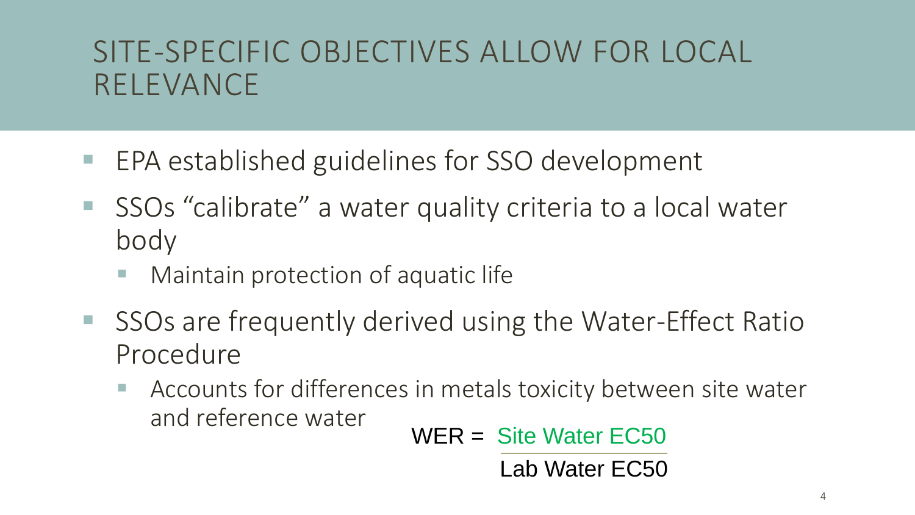# SITE-SPECIFIC OBJECTIVES ALLOW FOR LOCAL RELEVANCE

- EPA established guidelines for SSO development
- SSOs "calibrate" a water quality criteria to a local water body
  - Maintain protection of aquatic life
- SSOs are frequently derived using the Water-Effect Ratio Procedure
  - Accounts for differences in metals toxicity between site water and reference water

$$\text{WER} = \frac{\text{Site Water EC50}}{\text{Lab Water EC50}}$$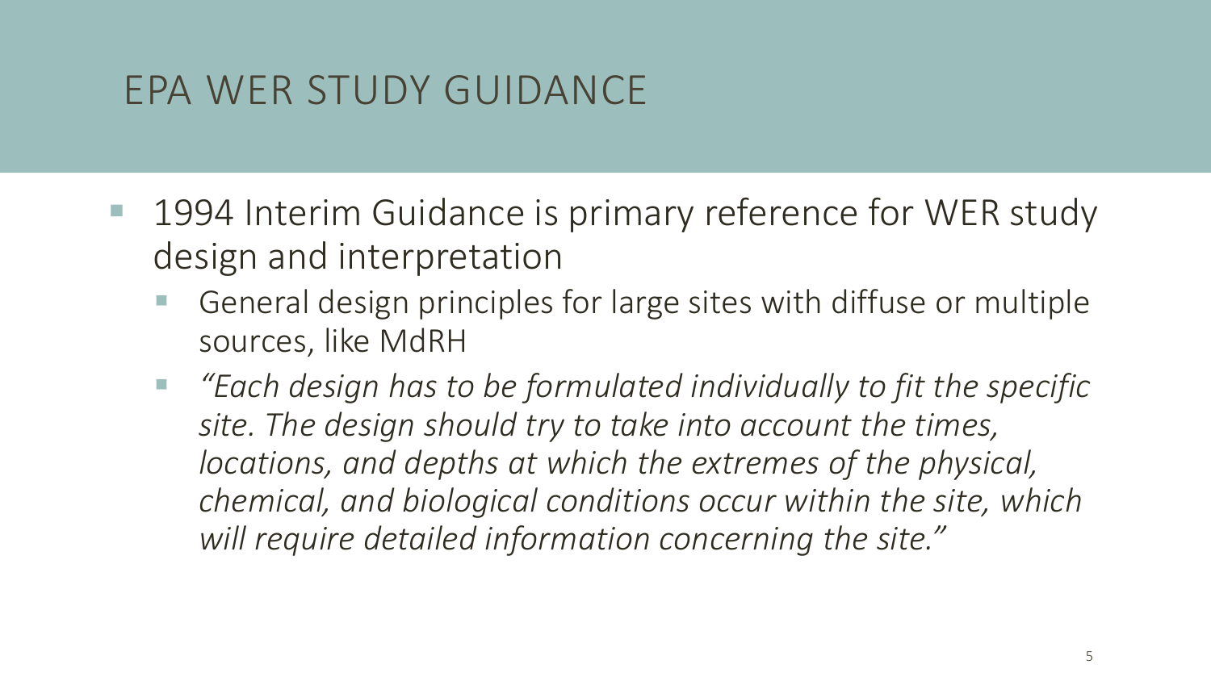# EPA WER STUDY GUIDANCE

- 1994 Interim Guidance is primary reference for WER study design and interpretation
  - General design principles for large sites with diffuse or multiple sources, like MdRH
  - *"Each design has to be formulated individually to fit the specific site. The design should try to take into account the times, locations, and depths at which the extremes of the physical, chemical, and biological conditions occur within the site, which will require detailed information concerning the site."*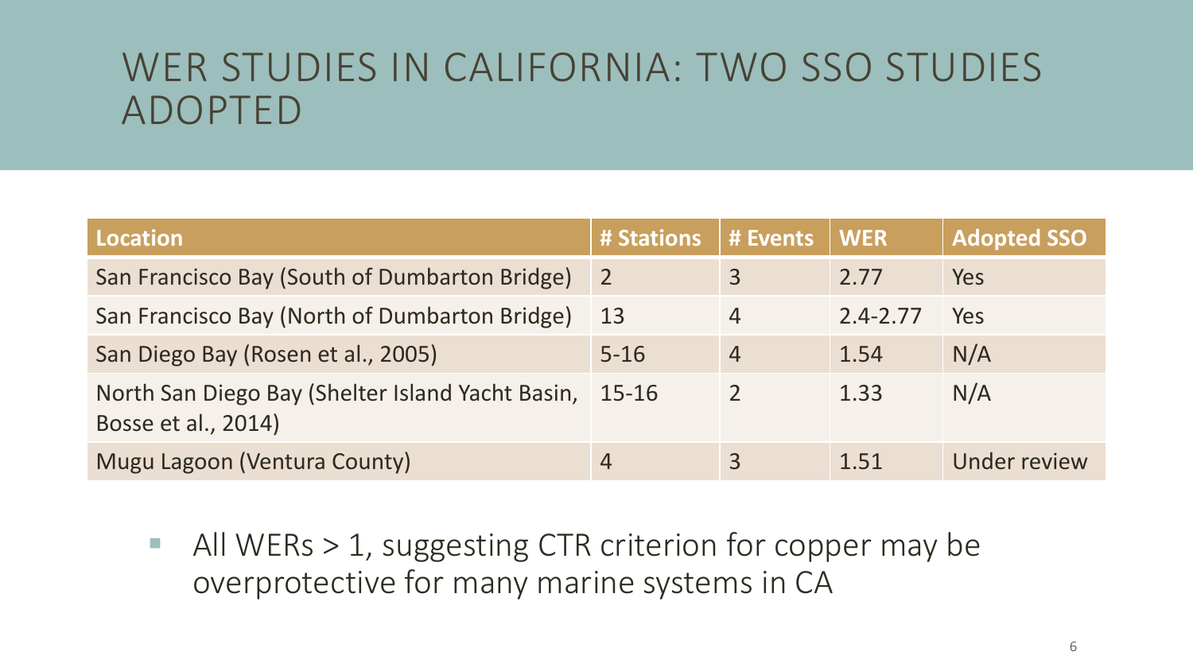# WER STUDIES IN CALIFORNIA: TWO SSO STUDIES ADOPTED

| Location | # Stations | # Events | WER | Adopted SSO |
|---|---|---|---|---|
| San Francisco Bay (South of Dumbarton Bridge) | 2 | 3 | 2.77 | Yes |
| San Francisco Bay (North of Dumbarton Bridge) | 13 | 4 | 2.4-2.77 | Yes |
| San Diego Bay (Rosen et al., 2005) | 5-16 | 4 | 1.54 | N/A |
| North San Diego Bay (Shelter Island Yacht Basin, Bosse et al., 2014) | 15-16 | 2 | 1.33 | N/A |
| Mugu Lagoon (Ventura County) | 4 | 3 | 1.51 | Under review |

- All WERs > 1, suggesting CTR criterion for copper may be overprotective for many marine systems in CA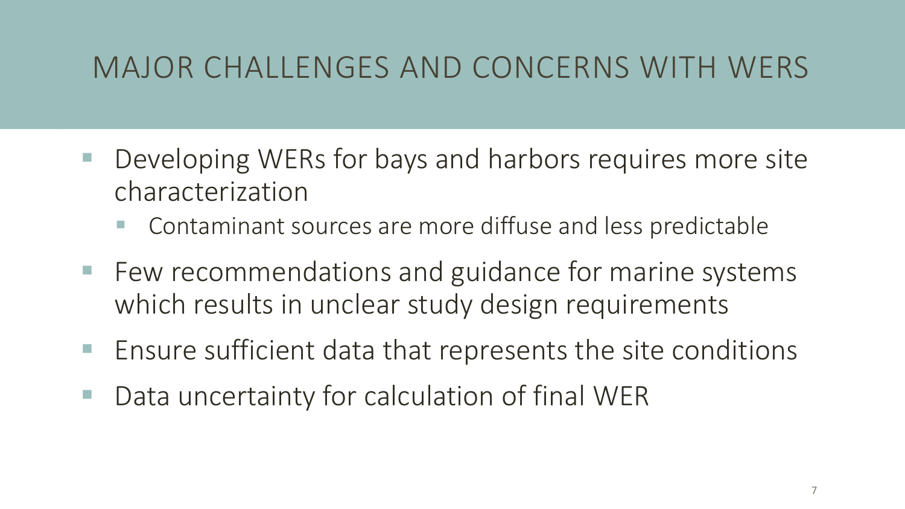# MAJOR CHALLENGES AND CONCERNS WITH WERS

- Developing WERs for bays and harbors requires more site characterization
  - Contaminant sources are more diffuse and less predictable
- Few recommendations and guidance for marine systems which results in unclear study design requirements
- Ensure sufficient data that represents the site conditions
- Data uncertainty for calculation of final WER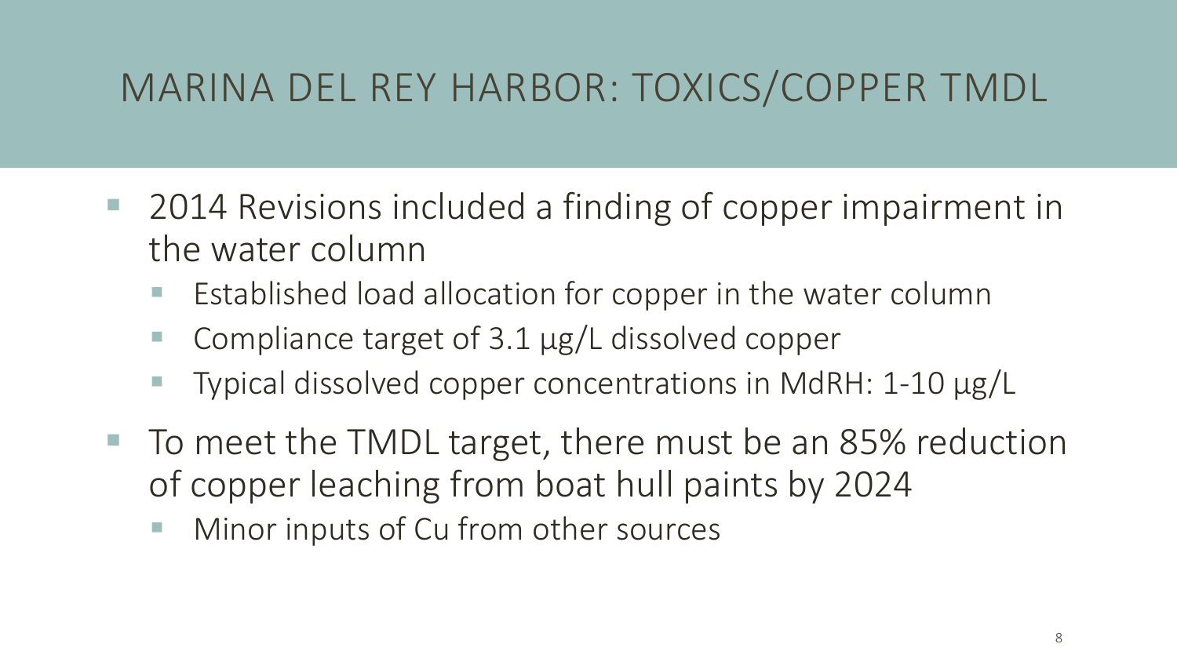# MARINA DEL REY HARBOR: TOXICS/COPPER TMDL

- 2014 Revisions included a finding of copper impairment in the water column
  - Established load allocation for copper in the water column
  - Compliance target of 3.1 µg/L dissolved copper
  - Typical dissolved copper concentrations in MdRH: 1-10 µg/L
- To meet the TMDL target, there must be an 85% reduction of copper leaching from boat hull paints by 2024
  - Minor inputs of Cu from other sources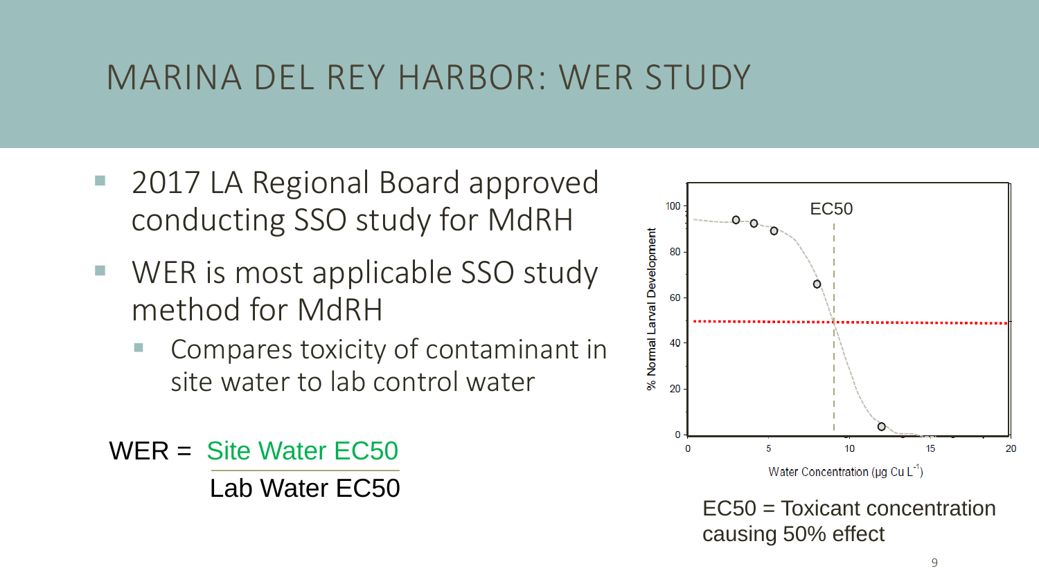# MARINA DEL REY HARBOR: WER STUDY

- 2017 LA Regional Board approved conducting SSO study for MdRH
- WER is most applicable SSO study method for MdRH
  - Compares toxicity of contaminant in site water to lab control water

$$\text{WER} = \frac{\text{Site Water EC50}}{\text{Lab Water EC50}}$$

EC50 = Toxicant concentration causing 50% effect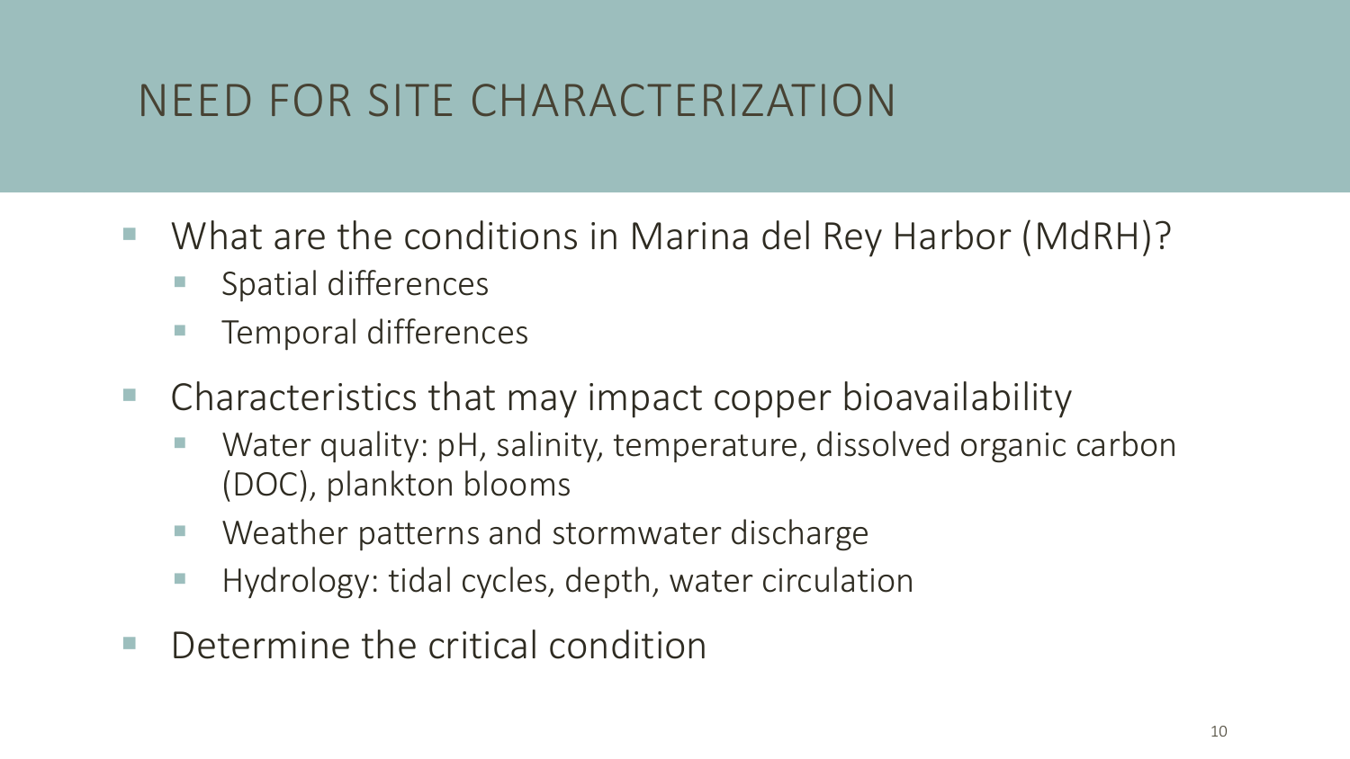# NEED FOR SITE CHARACTERIZATION

- What are the conditions in Marina del Rey Harbor (MdRH)?
  - Spatial differences
  - Temporal differences
- Characteristics that may impact copper bioavailability
  - Water quality: pH, salinity, temperature, dissolved organic carbon (DOC), plankton blooms
  - Weather patterns and stormwater discharge
  - Hydrology: tidal cycles, depth, water circulation
- Determine the critical condition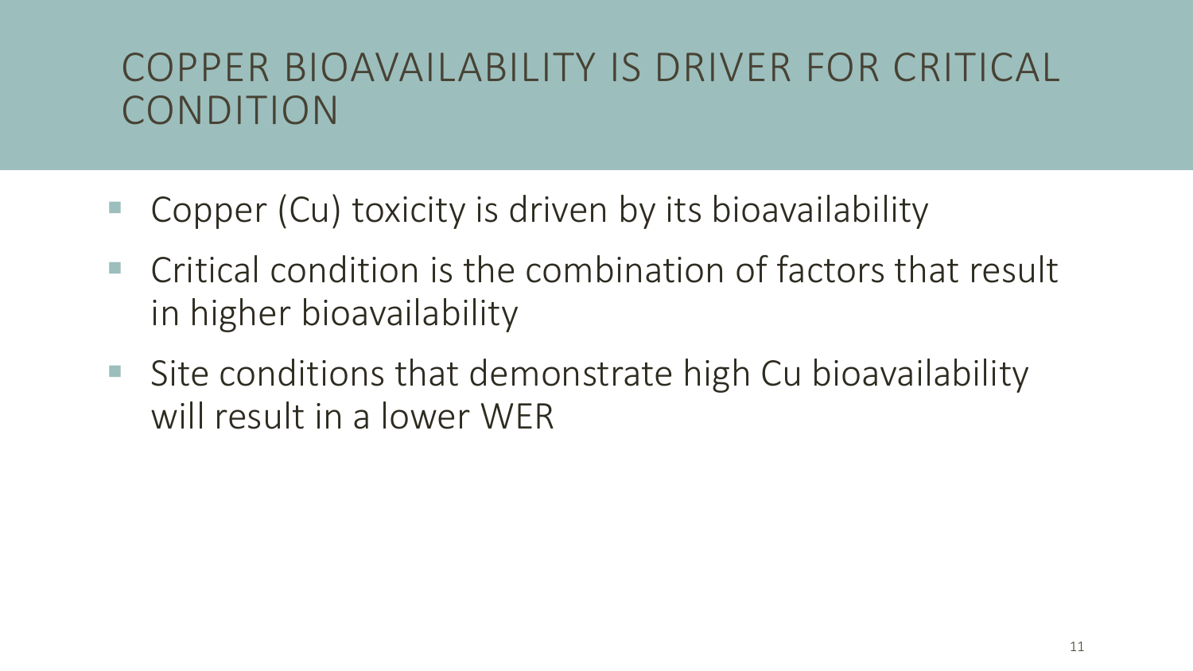# COPPER BIOAVAILABILITY IS DRIVER FOR CRITICAL CONDITION

- Copper (Cu) toxicity is driven by its bioavailability
- Critical condition is the combination of factors that result in higher bioavailability
- Site conditions that demonstrate high Cu bioavailability will result in a lower WER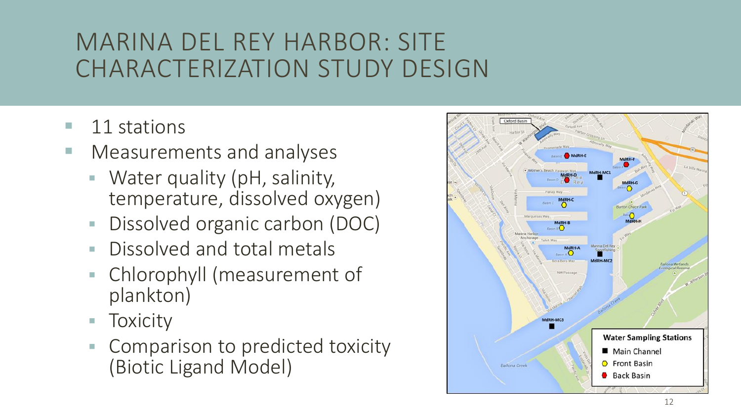# MARINA DEL REY HARBOR: SITE CHARACTERIZATION STUDY DESIGN

- 11 stations
- Measurements and analyses
  - Water quality (pH, salinity, temperature, dissolved oxygen)
  - Dissolved organic carbon (DOC)
  - Dissolved and total metals
  - Chlorophyll (measurement of plankton)
  - Toxicity
  - Comparison to predicted toxicity (Biotic Ligand Model)

**Water Sampling Stations**

- Main Channel: MdRH-MC1, MdRH-MC2, MdRH-MC3
- Front Basin: MdRH-A, MdRH-B, MdRH-C, MdRH-G, MdRH-H
- Back Basin: MdRH-D, MdRH-E, MdRH-F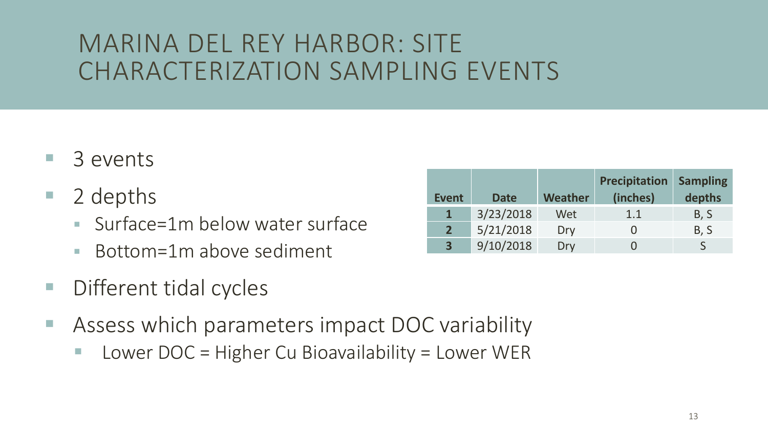# MARINA DEL REY HARBOR: SITE CHARACTERIZATION SAMPLING EVENTS

- 3 events
- 2 depths
  - Surface=1m below water surface
  - Bottom=1m above sediment
- Different tidal cycles
- Assess which parameters impact DOC variability
  - Lower DOC = Higher Cu Bioavailability = Lower WER

| Event | Date | Weather | Precipitation (inches) | Sampling depths |
|---|---|---|---|---|
| **1** | 3/23/2018 | Wet | 1.1 | B, S |
| **2** | 5/21/2018 | Dry | 0 | B, S |
| **3** | 9/10/2018 | Dry | 0 | S |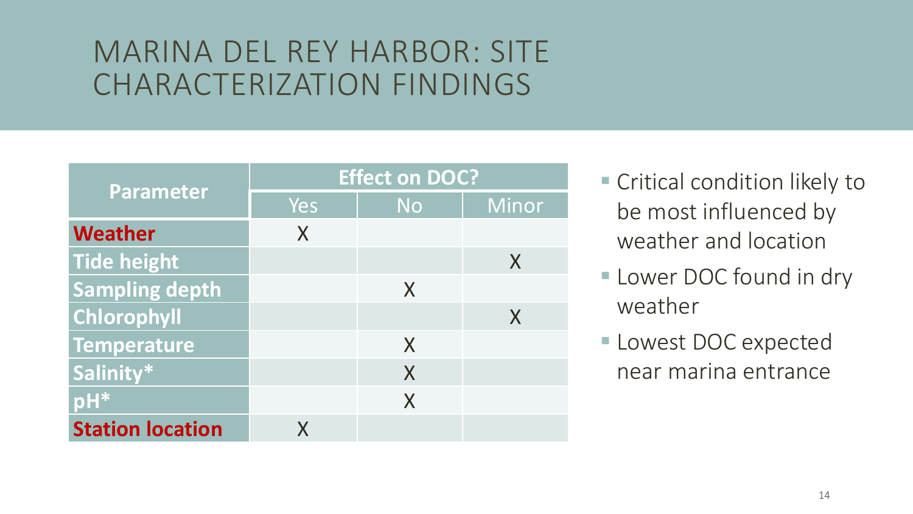# MARINA DEL REY HARBOR: SITE CHARACTERIZATION FINDINGS

| Parameter | Effect on DOC? | | |
|---|---|---|---|
| | Yes | No | Minor |
| **Weather** | X | | |
| **Tide height** | | | X |
| **Sampling depth** | | X | |
| **Chlorophyll** | | | X |
| **Temperature** | | X | |
| **Salinity*** | | X | |
| **pH*** | | X | |
| **Station location** | X | | |

- Critical condition likely to be most influenced by weather and location
- Lower DOC found in dry weather
- Lowest DOC expected near marina entrance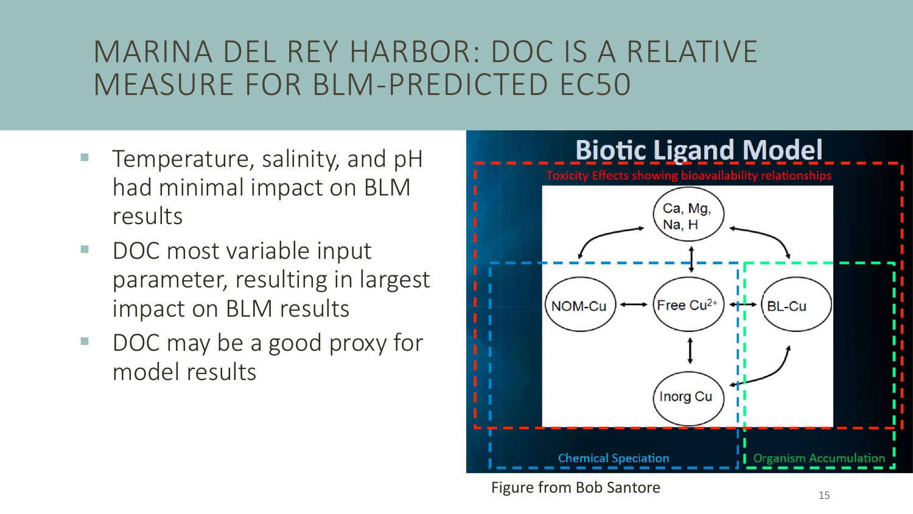# MARINA DEL REY HARBOR: DOC IS A RELATIVE MEASURE FOR BLM-PREDICTED EC50

- Temperature, salinity, and pH had minimal impact on BLM results
- DOC most variable input parameter, resulting in largest impact on BLM results
- DOC may be a good proxy for model results

Figure from Bob Santore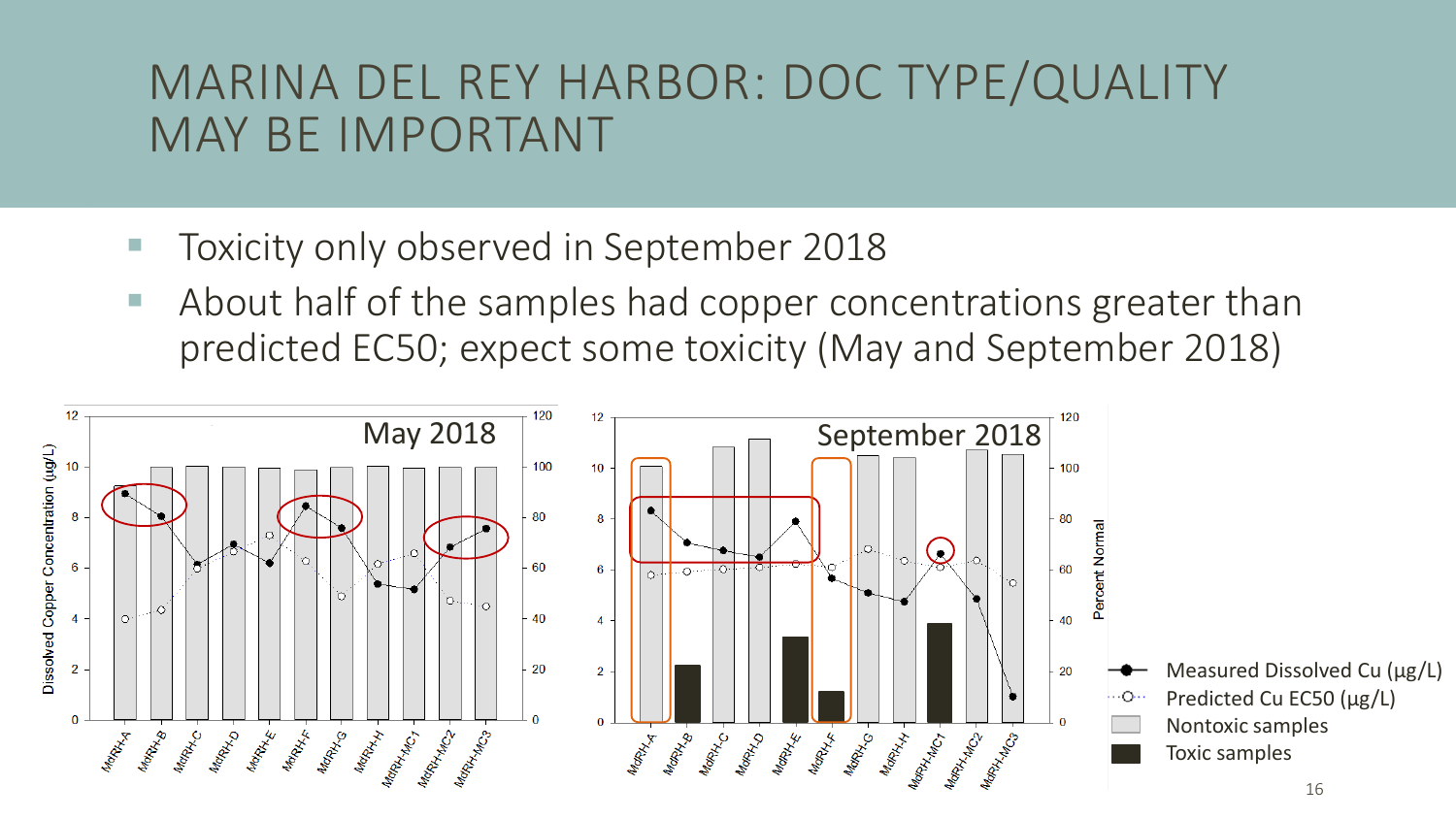# MARINA DEL REY HARBOR: DOC TYPE/QUALITY MAY BE IMPORTANT

- Toxicity only observed in September 2018
- About half of the samples had copper concentrations greater than predicted EC50; expect some toxicity (May and September 2018)

May 2018

September 2018

Dissolved Copper Concentration (µg/L)

Percent Normal

MdRH-A, MdRH-B, MdRH-C, MdRH-D, MdRH-E, MdRH-F, MdRH-G, MdRH-H, MdRH-MC1, MdRH-MC2, MdRH-MC3

- Measured Dissolved Cu (µg/L)
- Predicted Cu EC50 (µg/L)
- Nontoxic samples
- Toxic samples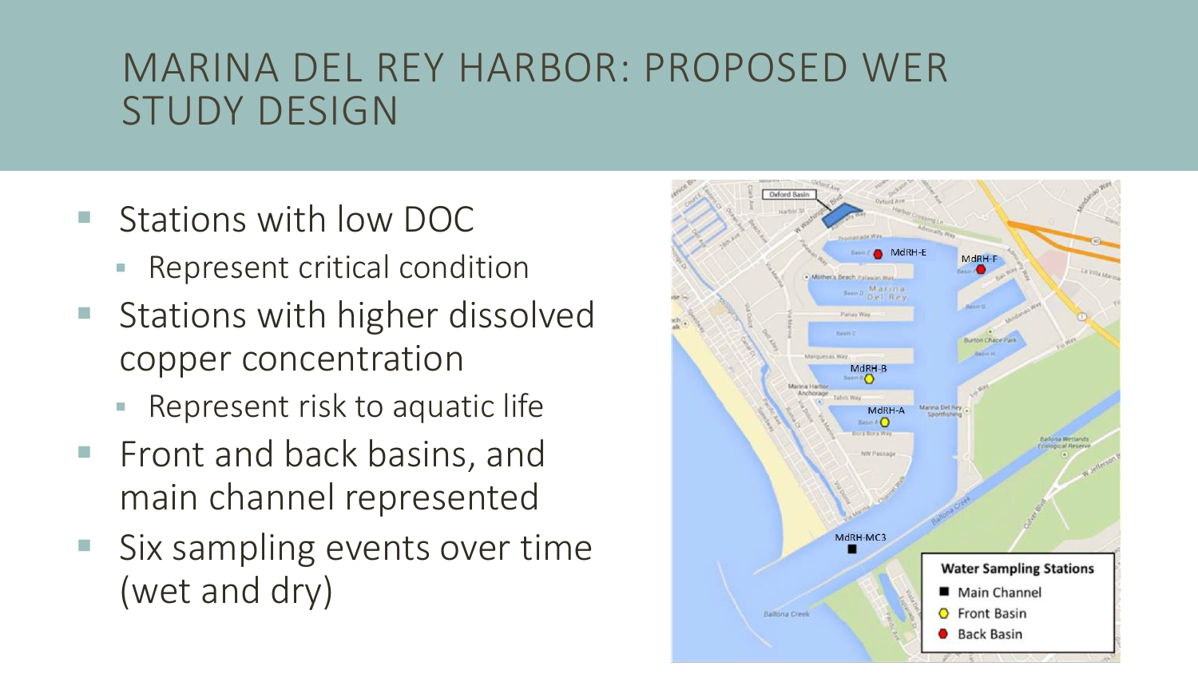# MARINA DEL REY HARBOR: PROPOSED WER STUDY DESIGN

- Stations with low DOC
  - Represent critical condition
- Stations with higher dissolved copper concentration
  - Represent risk to aquatic life
- Front and back basins, and main channel represented
- Six sampling events over time (wet and dry)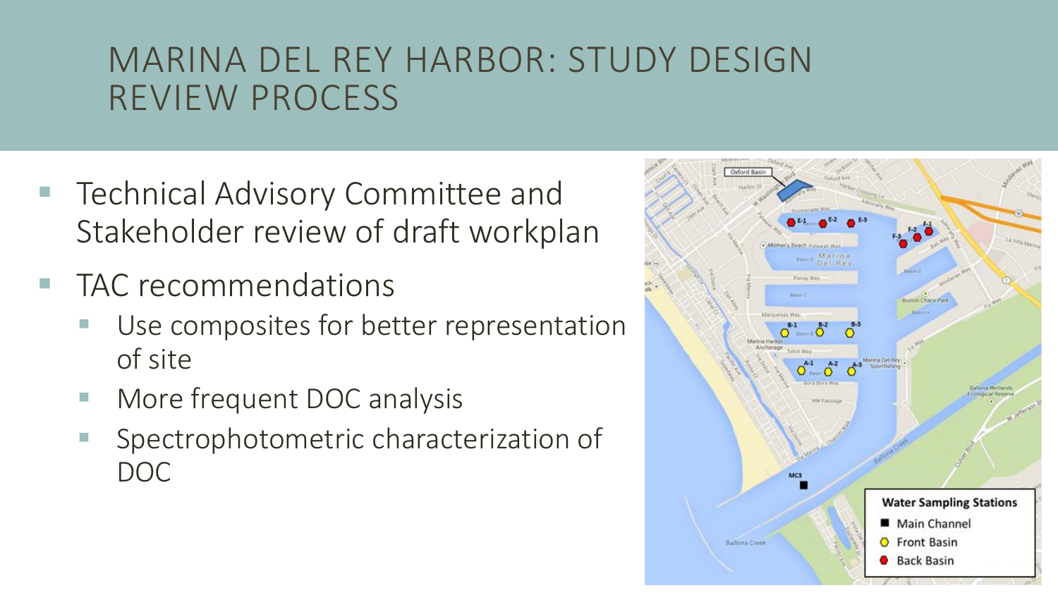# MARINA DEL REY HARBOR: STUDY DESIGN REVIEW PROCESS

- Technical Advisory Committee and Stakeholder review of draft workplan
- TAC recommendations
  - Use composites for better representation of site
  - More frequent DOC analysis
  - Spectrophotometric characterization of DOC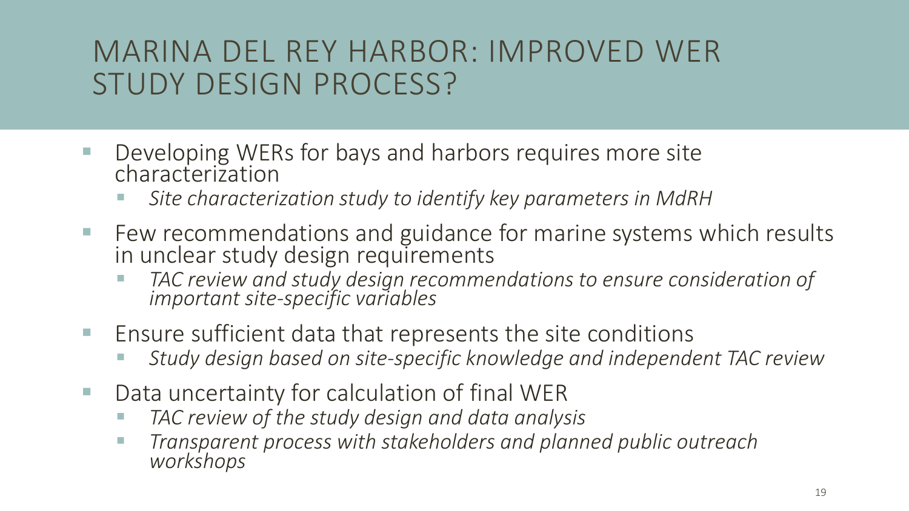# MARINA DEL REY HARBOR: IMPROVED WER STUDY DESIGN PROCESS?

- Developing WERs for bays and harbors requires more site characterization
  - *Site characterization study to identify key parameters in MdRH*
- Few recommendations and guidance for marine systems which results in unclear study design requirements
  - *TAC review and study design recommendations to ensure consideration of important site-specific variables*
- Ensure sufficient data that represents the site conditions
  - *Study design based on site-specific knowledge and independent TAC review*
- Data uncertainty for calculation of final WER
  - *TAC review of the study design and data analysis*
  - *Transparent process with stakeholders and planned public outreach workshops*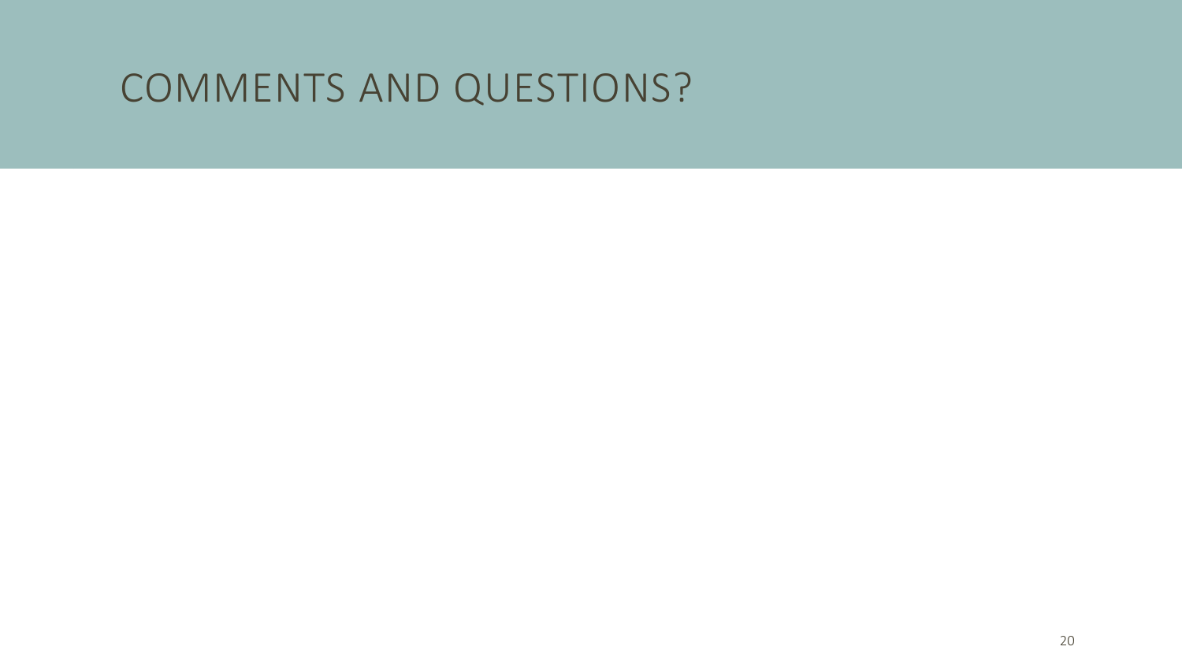# COMMENTS AND QUESTIONS?